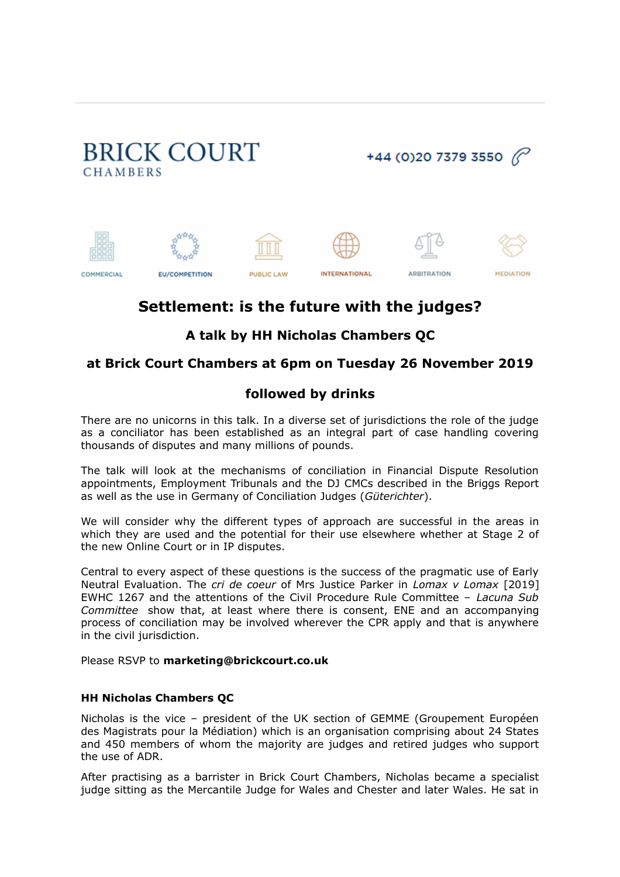BRICK COURT
CHAMBERS

+44 (0)20 7379 3550

COMMERCIAL | EU/COMPETITION | PUBLIC LAW | INTERNATIONAL | ARBITRATION | MEDIATION

# Settlement: is the future with the judges?

### A talk by HH Nicholas Chambers QC

### at Brick Court Chambers at 6pm on Tuesday 26 November 2019

### followed by drinks

There are no unicorns in this talk. In a diverse set of jurisdictions the role of the judge as a conciliator has been established as an integral part of case handling covering thousands of disputes and many millions of pounds.

The talk will look at the mechanisms of conciliation in Financial Dispute Resolution appointments, Employment Tribunals and the DJ CMCs described in the Briggs Report as well as the use in Germany of Conciliation Judges (*Güterichter*).

We will consider why the different types of approach are successful in the areas in which they are used and the potential for their use elsewhere whether at Stage 2 of the new Online Court or in IP disputes.

Central to every aspect of these questions is the success of the pragmatic use of Early Neutral Evaluation. The *cri de coeur* of Mrs Justice Parker in *Lomax v Lomax* [2019] EWHC 1267 and the attentions of the Civil Procedure Rule Committee – *Lacuna Sub Committee* show that, at least where there is consent, ENE and an accompanying process of conciliation may be involved wherever the CPR apply and that is anywhere in the civil jurisdiction.

Please RSVP to **marketing@brickcourt.co.uk**

**HH Nicholas Chambers QC**

Nicholas is the vice – president of the UK section of GEMME (Groupement Européen des Magistrats pour la Médiation) which is an organisation comprising about 24 States and 450 members of whom the majority are judges and retired judges who support the use of ADR.

After practising as a barrister in Brick Court Chambers, Nicholas became a specialist judge sitting as the Mercantile Judge for Wales and Chester and later Wales. He sat in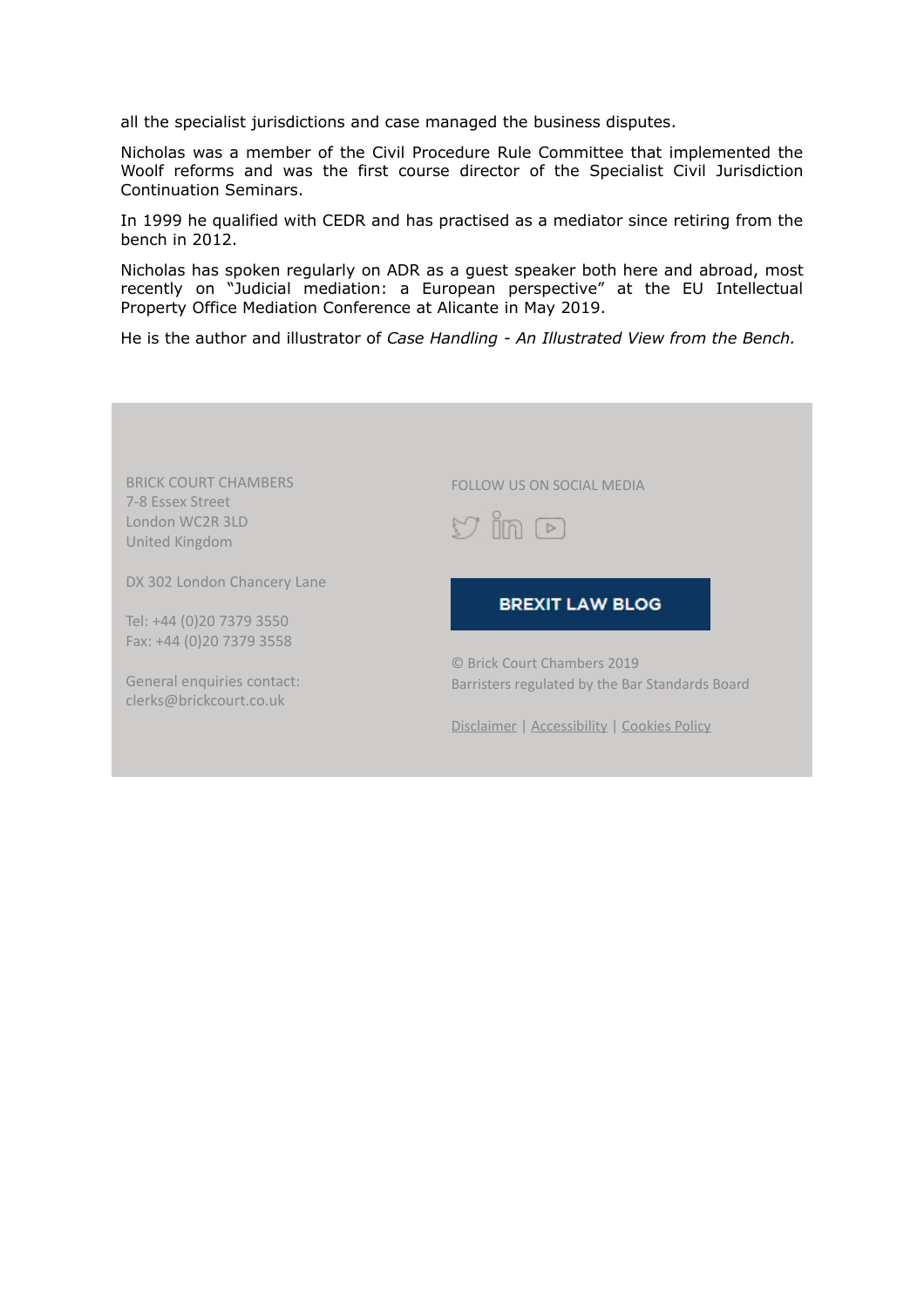all the specialist jurisdictions and case managed the business disputes.

Nicholas was a member of the Civil Procedure Rule Committee that implemented the Woolf reforms and was the first course director of the Specialist Civil Jurisdiction Continuation Seminars.

In 1999 he qualified with CEDR and has practised as a mediator since retiring from the bench in 2012.

Nicholas has spoken regularly on ADR as a guest speaker both here and abroad, most recently on "Judicial mediation: a European perspective" at the EU Intellectual Property Office Mediation Conference at Alicante in May 2019.

He is the author and illustrator of *Case Handling - An Illustrated View from the Bench.*

BRICK COURT CHAMBERS
7-8 Essex Street
London WC2R 3LD
United Kingdom

DX 302 London Chancery Lane

Tel: +44 (0)20 7379 3550
Fax: +44 (0)20 7379 3558

General enquiries contact:
clerks@brickcourt.co.uk

FOLLOW US ON SOCIAL MEDIA

BREXIT LAW BLOG

© Brick Court Chambers 2019
Barristers regulated by the Bar Standards Board

Disclaimer | Accessibility | Cookies Policy